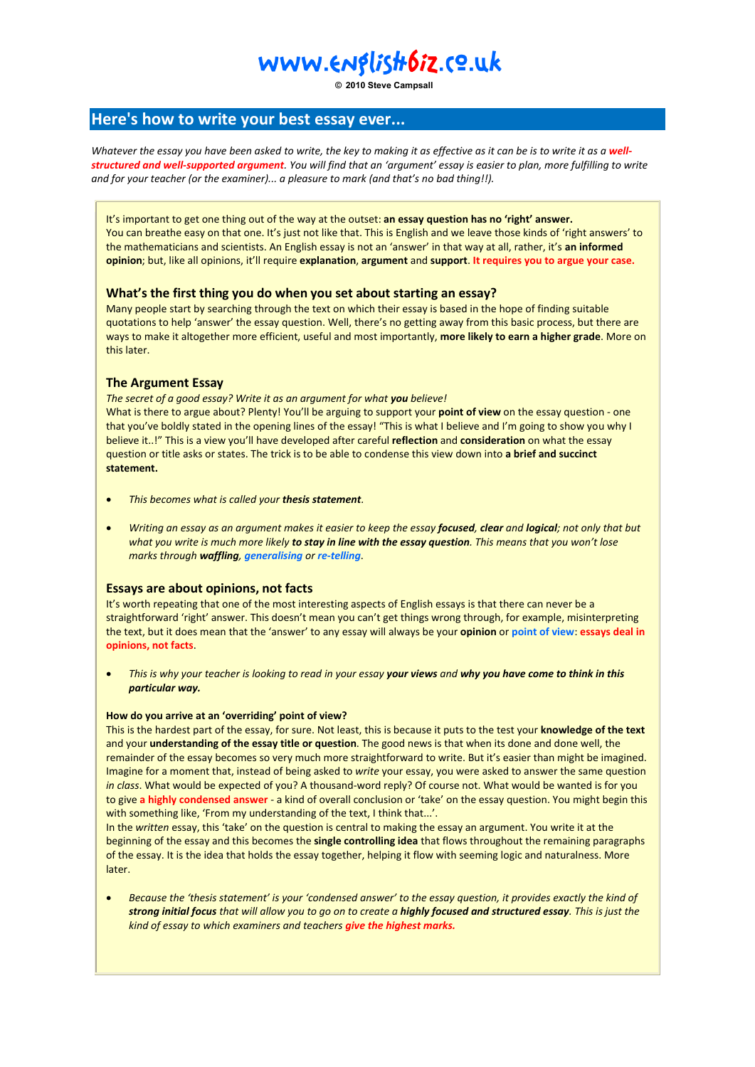# www.englishbiz.co.uk

© 2010 Steve Campsall

## Here's how to write your best essay ever...

*Whatever the essay you have been asked to write, the key to making it as effective as it can be is to write it as a **well-structured and well-supported argument**. You will find that an 'argument' essay is easier to plan, more fulfilling to write and for your teacher (or the examiner)... a pleasure to mark (and that's no bad thing!!).*

It's important to get one thing out of the way at the outset: **an essay question has no 'right' answer.** You can breathe easy on that one. It's just not like that. This is English and we leave those kinds of 'right answers' to the mathematicians and scientists. An English essay is not an 'answer' in that way at all, rather, it's **an informed opinion**; but, like all opinions, it'll require **explanation**, **argument** and **support**. **It requires you to argue your case.**

### What's the first thing you do when you set about starting an essay?

Many people start by searching through the text on which their essay is based in the hope of finding suitable quotations to help 'answer' the essay question. Well, there's no getting away from this basic process, but there are ways to make it altogether more efficient, useful and most importantly, **more likely to earn a higher grade**. More on this later.

### The Argument Essay

*The secret of a good essay? Write it as an argument for what **you** believe!*

What is there to argue about? Plenty! You'll be arguing to support your **point of view** on the essay question - one that you've boldly stated in the opening lines of the essay! "This is what I believe and I'm going to show you why I believe it..!" This is a view you'll have developed after careful **reflection** and **consideration** on what the essay question or title asks or states. The trick is to be able to condense this view down into **a brief and succinct statement.**

- *This becomes what is called your **thesis statement**.*
- *Writing an essay as an argument makes it easier to keep the essay **focused**, **clear** and **logical**; not only that but what you write is much more likely **to stay in line with the essay question**. This means that you won't lose marks through **waffling**, **generalising** or **re-telling**.*

### Essays are about opinions, not facts

It's worth repeating that one of the most interesting aspects of English essays is that there can never be a straightforward 'right' answer. This doesn't mean you can't get things wrong through, for example, misinterpreting the text, but it does mean that the 'answer' to any essay will always be your **opinion** or **point of view**: **essays deal in opinions, not facts**.

- *This is why your teacher is looking to read in your essay **your views** and **why you have come to think in this particular way.***

#### How do you arrive at an 'overriding' point of view?

This is the hardest part of the essay, for sure. Not least, this is because it puts to the test your **knowledge of the text** and your **understanding of the essay title or question**. The good news is that when its done and done well, the remainder of the essay becomes so very much more straightforward to write. But it's easier than might be imagined. Imagine for a moment that, instead of being asked to *write* your essay, you were asked to answer the same question *in class*. What would be expected of you? A thousand-word reply? Of course not. What would be wanted is for you to give **a highly condensed answer** - a kind of overall conclusion or 'take' on the essay question. You might begin this with something like, 'From my understanding of the text, I think that...'.

In the *written* essay, this 'take' on the question is central to making the essay an argument. You write it at the beginning of the essay and this becomes the **single controlling idea** that flows throughout the remaining paragraphs of the essay. It is the idea that holds the essay together, helping it flow with seeming logic and naturalness. More later.

- *Because the 'thesis statement' is your 'condensed answer' to the essay question, it provides exactly the kind of **strong initial focus** that will allow you to go on to create a **highly focused and structured essay**. This is just the kind of essay to which examiners and teachers **give the highest marks.***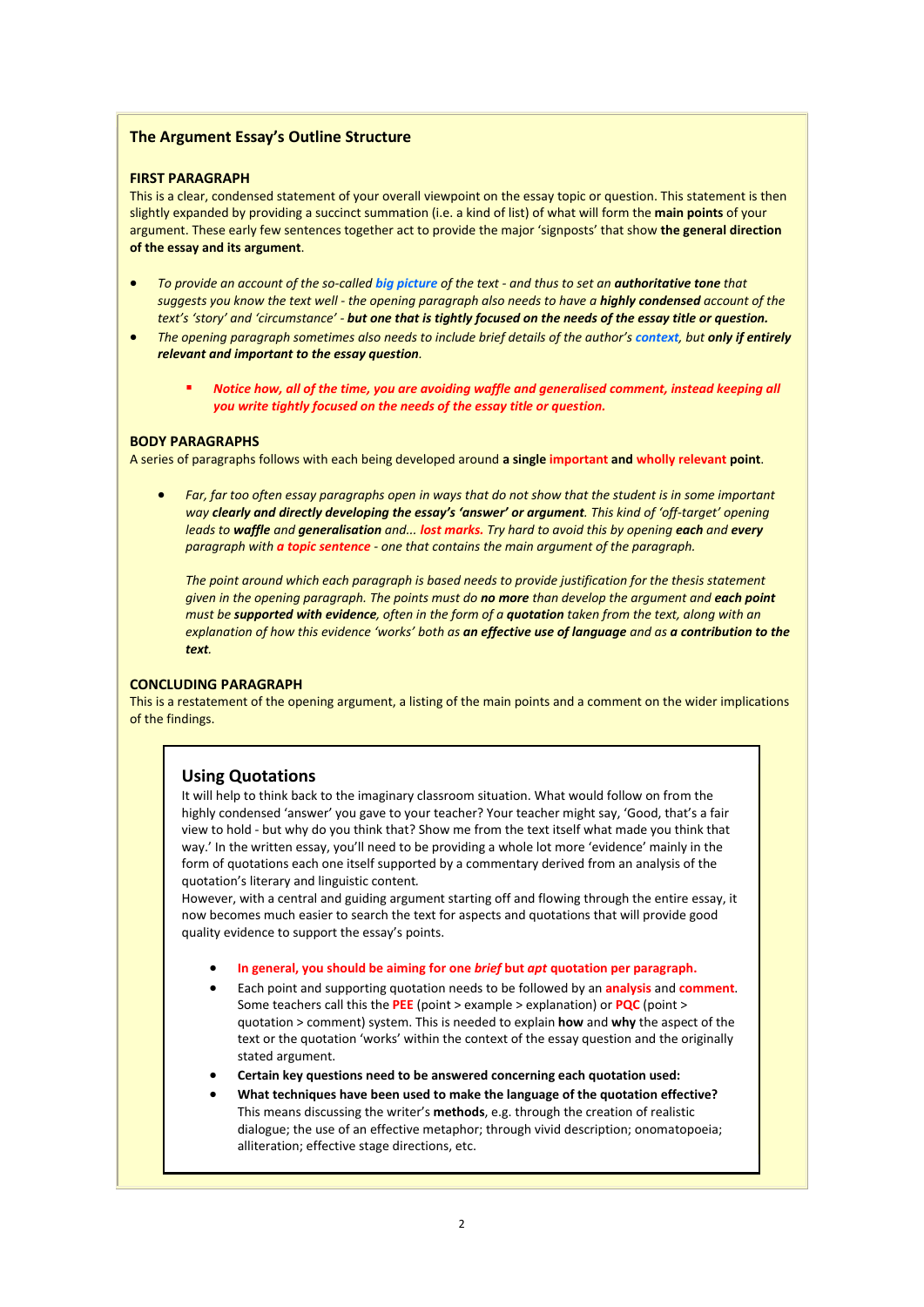## The Argument Essay's Outline Structure

### FIRST PARAGRAPH

This is a clear, condensed statement of your overall viewpoint on the essay topic or question. This statement is then slightly expanded by providing a succinct summation (i.e. a kind of list) of what will form the **main points** of your argument. These early few sentences together act to provide the major 'signposts' that show **the general direction of the essay and its argument**.

- *To provide an account of the so-called **big picture** of the text - and thus to set an **authoritative tone** that suggests you know the text well - the opening paragraph also needs to have a **highly condensed** account of the text's 'story' and 'circumstance' - **but one that is tightly focused on the needs of the essay title or question.***
- *The opening paragraph sometimes also needs to include brief details of the author's **context**, but **only if entirely relevant and important to the essay question**.*
    - ***Notice how, all of the time, you are avoiding waffle and generalised comment, instead keeping all you write tightly focused on the needs of the essay title or question.***

### BODY PARAGRAPHS

A series of paragraphs follows with each being developed around **a single important and wholly relevant point**.

- *Far, far too often essay paragraphs open in ways that do not show that the student is in some important way **clearly and directly developing the essay's 'answer' or argument**. This kind of 'off-target' opening leads to **waffle** and **generalisation** and... **lost marks.** Try hard to avoid this by opening **each** and **every** paragraph with **a topic sentence** - one that contains the main argument of the paragraph.*

  *The point around which each paragraph is based needs to provide justification for the thesis statement given in the opening paragraph. The points must do **no more** than develop the argument and **each point** must be **supported with evidence**, often in the form of a **quotation** taken from the text, along with an explanation of how this evidence 'works' both as **an effective use of language** and as **a contribution to the text**.*

### CONCLUDING PARAGRAPH

This is a restatement of the opening argument, a listing of the main points and a comment on the wider implications of the findings.

### Using Quotations

It will help to think back to the imaginary classroom situation. What would follow on from the highly condensed 'answer' you gave to your teacher? Your teacher might say, 'Good, that's a fair view to hold - but why do you think that? Show me from the text itself what made you think that way.' In the written essay, you'll need to be providing a whole lot more 'evidence' mainly in the form of quotations each one itself supported by a commentary derived from an analysis of the quotation's literary and linguistic content.

However, with a central and guiding argument starting off and flowing through the entire essay, it now becomes much easier to search the text for aspects and quotations that will provide good quality evidence to support the essay's points.

- **In general, you should be aiming for one *brief* but *apt* quotation per paragraph.**
- Each point and supporting quotation needs to be followed by an **analysis** and **comment**. Some teachers call this the **PEE** (point > example > explanation) or **PQC** (point > quotation > comment) system. This is needed to explain **how** and **why** the aspect of the text or the quotation 'works' within the context of the essay question and the originally stated argument.
- **Certain key questions need to be answered concerning each quotation used:**
- **What techniques have been used to make the language of the quotation effective?** This means discussing the writer's **methods**, e.g. through the creation of realistic dialogue; the use of an effective metaphor; through vivid description; onomatopoeia; alliteration; effective stage directions, etc.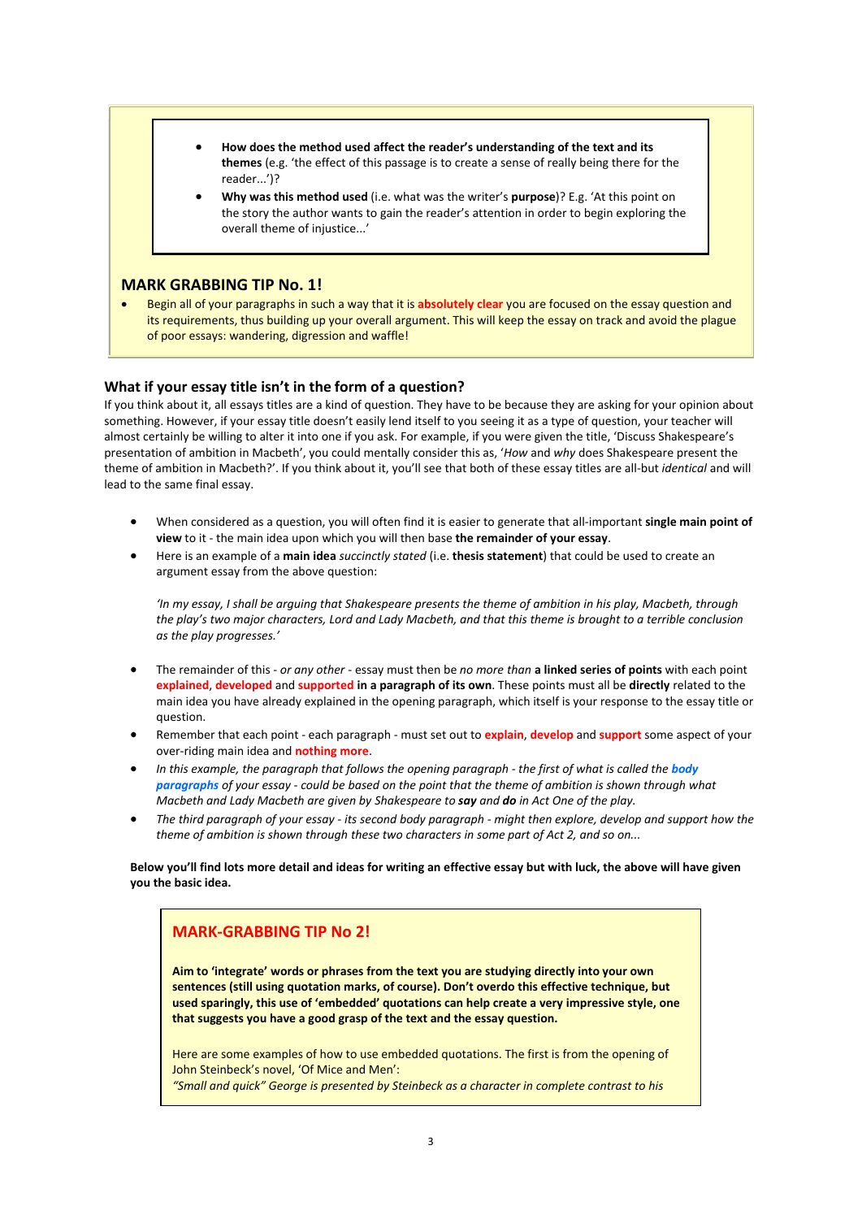- **How does the method used affect the reader's understanding of the text and its themes** (e.g. 'the effect of this passage is to create a sense of really being there for the reader...')?
- **Why was this method used** (i.e. what was the writer's **purpose**)? E.g. 'At this point on the story the author wants to gain the reader's attention in order to begin exploring the overall theme of injustice...'

## MARK GRABBING TIP No. 1!

- Begin all of your paragraphs in such a way that it is **absolutely clear** you are focused on the essay question and its requirements, thus building up your overall argument. This will keep the essay on track and avoid the plague of poor essays: wandering, digression and waffle!

### What if your essay title isn't in the form of a question?

If you think about it, all essays titles are a kind of question. They have to be because they are asking for your opinion about something. However, if your essay title doesn't easily lend itself to you seeing it as a type of question, your teacher will almost certainly be willing to alter it into one if you ask. For example, if you were given the title, 'Discuss Shakespeare's presentation of ambition in Macbeth', you could mentally consider this as, '*How* and *why* does Shakespeare present the theme of ambition in Macbeth?'. If you think about it, you'll see that both of these essay titles are all-but *identical* and will lead to the same final essay.

- When considered as a question, you will often find it is easier to generate that all-important **single main point of view** to it - the main idea upon which you will then base **the remainder of your essay**.
- Here is an example of a **main idea** *succinctly stated* (i.e. **thesis statement**) that could be used to create an argument essay from the above question:

  *'In my essay, I shall be arguing that Shakespeare presents the theme of ambition in his play, Macbeth, through the play's two major characters, Lord and Lady Macbeth, and that this theme is brought to a terrible conclusion as the play progresses.'*

- The remainder of this - *or any other* - essay must then be *no more than* **a linked series of points** with each point **explained**, **developed** and **supported** **in a paragraph of its own**. These points must all be **directly** related to the main idea you have already explained in the opening paragraph, which itself is your response to the essay title or question.
- Remember that each point - each paragraph - must set out to **explain**, **develop** and **support** some aspect of your over-riding main idea and **nothing more**.
- *In this example, the paragraph that follows the opening paragraph - the first of what is called the **body paragraphs** of your essay - could be based on the point that the theme of ambition is shown through what Macbeth and Lady Macbeth are given by Shakespeare to **say** and **do** in Act One of the play.*
- *The third paragraph of your essay - its second body paragraph - might then explore, develop and support how the theme of ambition is shown through these two characters in some part of Act 2, and so on...*

**Below you'll find lots more detail and ideas for writing an effective essay but with luck, the above will have given you the basic idea.**

## MARK-GRABBING TIP No 2!

**Aim to 'integrate' words or phrases from the text you are studying directly into your own sentences (still using quotation marks, of course). Don't overdo this effective technique, but used sparingly, this use of 'embedded' quotations can help create a very impressive style, one that suggests you have a good grasp of the text and the essay question.**

Here are some examples of how to use embedded quotations. The first is from the opening of John Steinbeck's novel, 'Of Mice and Men':

*"Small and quick" George is presented by Steinbeck as a character in complete contrast to his*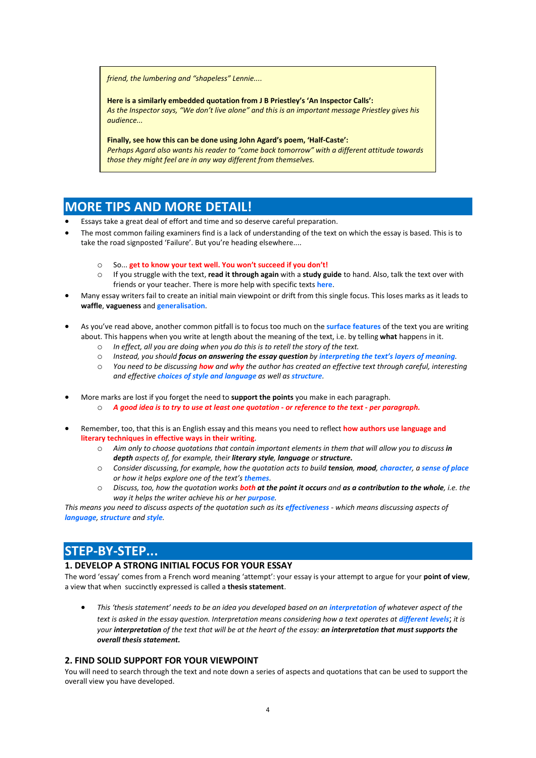*friend, the lumbering and "shapeless" Lennie....*

**Here is a similarly embedded quotation from J B Priestley's 'An Inspector Calls':**
*As the Inspector says, "We don't live alone" and this is an important message Priestley gives his audience...*

**Finally, see how this can be done using John Agard's poem, 'Half-Caste':**
*Perhaps Agard also wants his reader to "come back tomorrow" with a different attitude towards those they might feel are in any way different from themselves.*

## MORE TIPS AND MORE DETAIL!

- Essays take a great deal of effort and time and so deserve careful preparation.
- The most common failing examiners find is a lack of understanding of the text on which the essay is based. This is to take the road signposted 'Failure'. But you're heading elsewhere....
  - So... **get to know your text well. You won't succeed if you don't!**
  - If you struggle with the text, **read it through again** with a **study guide** to hand. Also, talk the text over with friends or your teacher. There is more help with specific texts **here**.
- Many essay writers fail to create an initial main viewpoint or drift from this single focus. This loses marks as it leads to **waffle**, **vagueness** and **generalisation**.
- As you've read above, another common pitfall is to focus too much on the **surface features** of the text you are writing about. This happens when you write at length about the meaning of the text, i.e. by telling **what** happens in it.
  - *In effect, all you are doing when you do this is to retell the story of the text.*
  - *Instead, you should **focus on answering the essay question** by **interpreting the text's layers of meaning**.*
  - *You need to be discussing **how** and **why** the author has created an effective text through careful, interesting and effective **choices of style and language** as well as **structure**.*
- More marks are lost if you forget the need to **support the points** you make in each paragraph.
  - ***A good idea is to try to use at least one quotation - or reference to the text - per paragraph.***
- Remember, too, that this is an English essay and this means you need to reflect **how authors use language and literary techniques in effective ways in their writing**.
  - *Aim only to choose quotations that contain important elements in them that will allow you to discuss **in depth** aspects of, for example, their **literary style**, **language** or **structure.***
  - *Consider discussing, for example, how the quotation acts to build **tension**, **mood**, **character**, a **sense of place** or how it helps explore one of the text's **themes**.*
  - *Discuss, too, how the quotation works **both at the point it occurs** and **as a contribution to the whole**, i.e. the way it helps the writer achieve his or her **purpose**.*

*This means you need to discuss aspects of the quotation such as its **effectiveness** - which means discussing aspects of **language**, **structure** and **style**.*

## STEP-BY-STEP...

### 1. DEVELOP A STRONG INITIAL FOCUS FOR YOUR ESSAY

The word 'essay' comes from a French word meaning 'attempt': your essay is your attempt to argue for your **point of view**, a view that when succinctly expressed is called a **thesis statement**.

- *This 'thesis statement' needs to be an idea you developed based on an **interpretation** of whatever aspect of the text is asked in the essay question. Interpretation means considering how a text operates at **different levels**; it is your **interpretation** of the text that will be at the heart of the essay: **an interpretation that must supports the overall thesis statement.***

### 2. FIND SOLID SUPPORT FOR YOUR VIEWPOINT

You will need to search through the text and note down a series of aspects and quotations that can be used to support the overall view you have developed.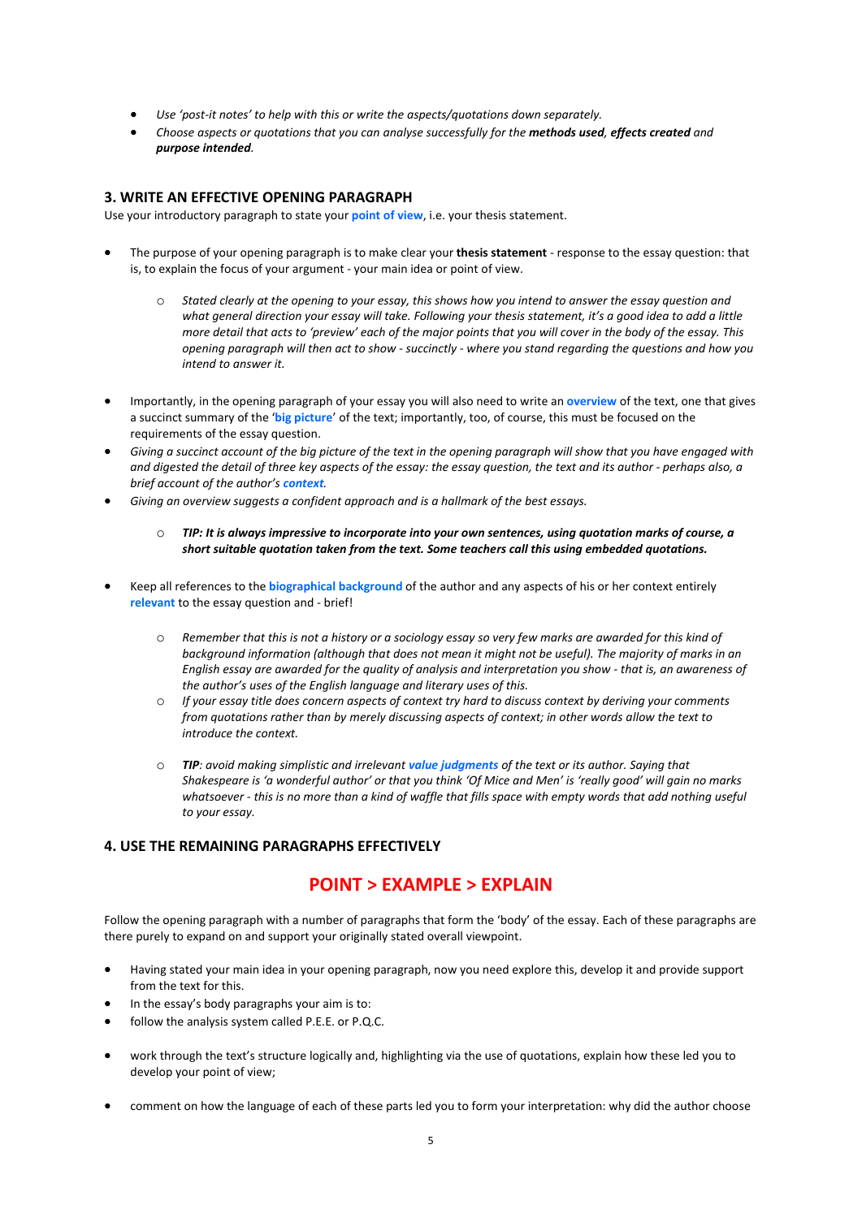- *Use 'post-it notes' to help with this or write the aspects/quotations down separately.*
- *Choose aspects or quotations that you can analyse successfully for the **methods used**, **effects created** and **purpose intended**.*

## 3. WRITE AN EFFECTIVE OPENING PARAGRAPH

Use your introductory paragraph to state your **point of view**, i.e. your thesis statement.

- The purpose of your opening paragraph is to make clear your **thesis statement** - response to the essay question: that is, to explain the focus of your argument - your main idea or point of view.
    - *Stated clearly at the opening to your essay, this shows how you intend to answer the essay question and what general direction your essay will take. Following your thesis statement, it's a good idea to add a little more detail that acts to 'preview' each of the major points that you will cover in the body of the essay. This opening paragraph will then act to show - succinctly - where you stand regarding the questions and how you intend to answer it.*
- Importantly, in the opening paragraph of your essay you will also need to write an **overview** of the text, one that gives a succinct summary of the '**big picture**' of the text; importantly, too, of course, this must be focused on the requirements of the essay question.
- *Giving a succinct account of the big picture of the text in the opening paragraph will show that you have engaged with and digested the detail of three key aspects of the essay: the essay question, the text and its author - perhaps also, a brief account of the author's **context**.*
- *Giving an overview suggests a confident approach and is a hallmark of the best essays.*
    - ***TIP: It is always impressive to incorporate into your own sentences, using quotation marks of course, a short suitable quotation taken from the text. Some teachers call this using embedded quotations.***
- Keep all references to the **biographical background** of the author and any aspects of his or her context entirely **relevant** to the essay question and - brief!
    - *Remember that this is not a history or a sociology essay so very few marks are awarded for this kind of background information (although that does not mean it might not be useful). The majority of marks in an English essay are awarded for the quality of analysis and interpretation you show - that is, an awareness of the author's uses of the English language and literary uses of this.*
    - *If your essay title does concern aspects of context try hard to discuss context by deriving your comments from quotations rather than by merely discussing aspects of context; in other words allow the text to introduce the context.*
    - ***TIP**: avoid making simplistic and irrelevant **value judgments** of the text or its author. Saying that Shakespeare is 'a wonderful author' or that you think 'Of Mice and Men' is 'really good' will gain no marks whatsoever - this is no more than a kind of waffle that fills space with empty words that add nothing useful to your essay.*

## 4. USE THE REMAINING PARAGRAPHS EFFECTIVELY

### POINT > EXAMPLE > EXPLAIN

Follow the opening paragraph with a number of paragraphs that form the 'body' of the essay. Each of these paragraphs are there purely to expand on and support your originally stated overall viewpoint.

- Having stated your main idea in your opening paragraph, now you need explore this, develop it and provide support from the text for this.
- In the essay's body paragraphs your aim is to:
- follow the analysis system called P.E.E. or P.Q.C.
- work through the text's structure logically and, highlighting via the use of quotations, explain how these led you to develop your point of view;
- comment on how the language of each of these parts led you to form your interpretation: why did the author choose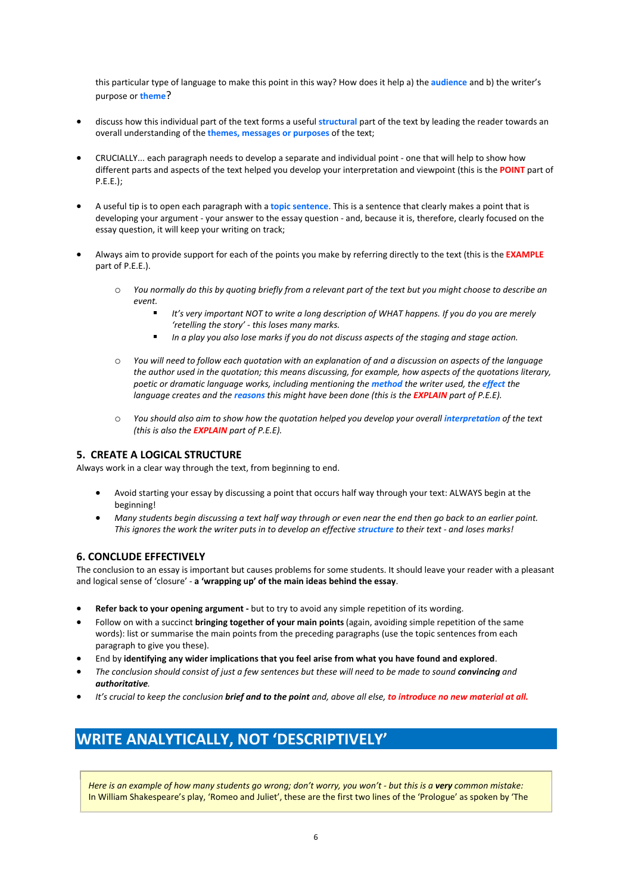this particular type of language to make this point in this way? How does it help a) the **audience** and b) the writer's purpose or **theme**?

- discuss how this individual part of the text forms a useful **structural** part of the text by leading the reader towards an overall understanding of the **themes, messages or purposes** of the text;

- CRUCIALLY... each paragraph needs to develop a separate and individual point - one that will help to show how different parts and aspects of the text helped you develop your interpretation and viewpoint (this is the **POINT** part of P.E.E.);

- A useful tip is to open each paragraph with a **topic sentence**. This is a sentence that clearly makes a point that is developing your argument - your answer to the essay question - and, because it is, therefore, clearly focused on the essay question, it will keep your writing on track;

- Always aim to provide support for each of the points you make by referring directly to the text (this is the **EXAMPLE** part of P.E.E.).

  - *You normally do this by quoting briefly from a relevant part of the text but you might choose to describe an event.*
    - *It's very important NOT to write a long description of WHAT happens. If you do you are merely 'retelling the story' - this loses many marks.*
    - *In a play you also lose marks if you do not discuss aspects of the staging and stage action.*

  - *You will need to follow each quotation with an explanation of and a discussion on aspects of the language the author used in the quotation; this means discussing, for example, how aspects of the quotations literary, poetic or dramatic language works, including mentioning the **method** the writer used, the **effect** the language creates and the **reasons** this might have been done (this is the **EXPLAIN** part of P.E.E).*

  - *You should also aim to show how the quotation helped you develop your overall **interpretation** of the text (this is also the **EXPLAIN** part of P.E.E).*

### 5. CREATE A LOGICAL STRUCTURE

Always work in a clear way through the text, from beginning to end.

- Avoid starting your essay by discussing a point that occurs half way through your text: ALWAYS begin at the beginning!
- *Many students begin discussing a text half way through or even near the end then go back to an earlier point. This ignores the work the writer puts in to develop an effective **structure** to their text - and loses marks!*

### 6. CONCLUDE EFFECTIVELY

The conclusion to an essay is important but causes problems for some students. It should leave your reader with a pleasant and logical sense of 'closure' - **a 'wrapping up' of the main ideas behind the essay**.

- **Refer back to your opening argument -** but to try to avoid any simple repetition of its wording.
- Follow on with a succinct **bringing together of your main points** (again, avoiding simple repetition of the same words): list or summarise the main points from the preceding paragraphs (use the topic sentences from each paragraph to give you these).
- End by **identifying any wider implications that you feel arise from what you have found and explored**.
- *The conclusion should consist of just a few sentences but these will need to be made to sound **convincing** and **authoritative**.*
- *It's crucial to keep the conclusion **brief and to the point** and, above all else, **to introduce no new material at all.***

## WRITE ANALYTICALLY, NOT 'DESCRIPTIVELY'

*Here is an example of how many students go wrong; don't worry, you won't - but this is a **very** common mistake:*
In William Shakespeare's play, 'Romeo and Juliet', these are the first two lines of the 'Prologue' as spoken by 'The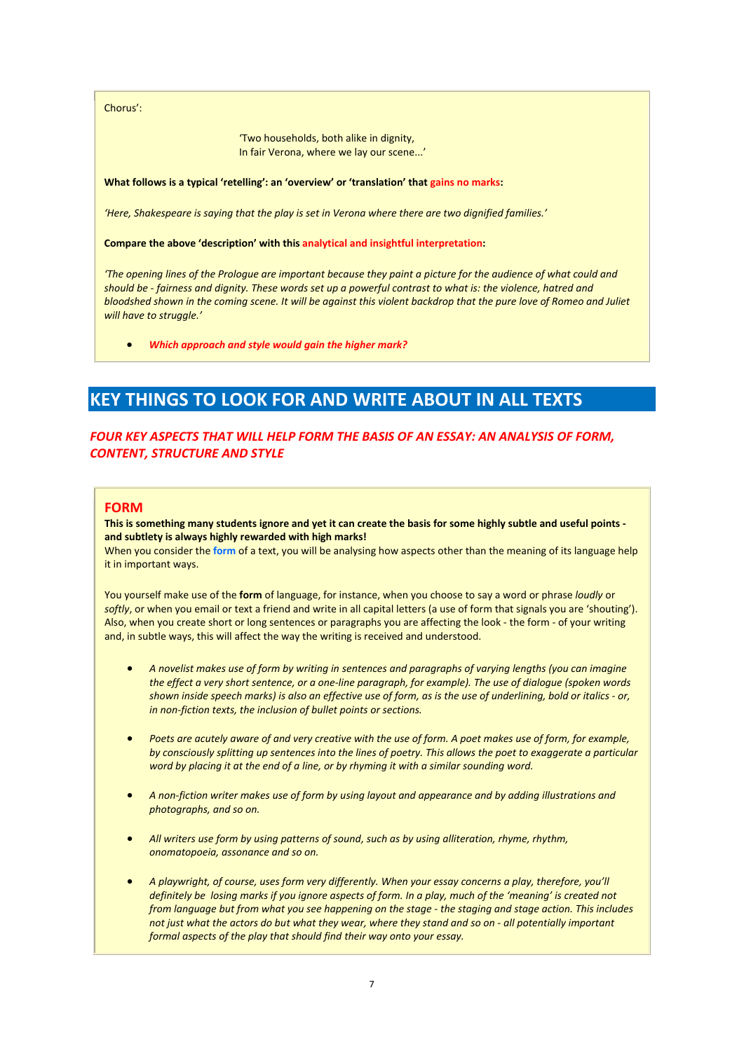Chorus':

> 'Two households, both alike in dignity,
> In fair Verona, where we lay our scene...'

**What follows is a typical 'retelling': an 'overview' or 'translation' that gains no marks:**

*'Here, Shakespeare is saying that the play is set in Verona where there are two dignified families.'*

**Compare the above 'description' with this analytical and insightful interpretation:**

*'The opening lines of the Prologue are important because they paint a picture for the audience of what could and should be - fairness and dignity. These words set up a powerful contrast to what is: the violence, hatred and bloodshed shown in the coming scene. It will be against this violent backdrop that the pure love of Romeo and Juliet will have to struggle.'*

- ***Which approach and style would gain the higher mark?***

# KEY THINGS TO LOOK FOR AND WRITE ABOUT IN ALL TEXTS

## *FOUR KEY ASPECTS THAT WILL HELP FORM THE BASIS OF AN ESSAY: AN ANALYSIS OF FORM, CONTENT, STRUCTURE AND STYLE*

### FORM

**This is something many students ignore and yet it can create the basis for some highly subtle and useful points - and subtlety is always highly rewarded with high marks!**
When you consider the **form** of a text, you will be analysing how aspects other than the meaning of its language help it in important ways.

You yourself make use of the **form** of language, for instance, when you choose to say a word or phrase *loudly* or *softly*, or when you email or text a friend and write in all capital letters (a use of form that signals you are 'shouting'). Also, when you create short or long sentences or paragraphs you are affecting the look - the form - of your writing and, in subtle ways, this will affect the way the writing is received and understood.

- *A novelist makes use of form by writing in sentences and paragraphs of varying lengths (you can imagine the effect a very short sentence, or a one-line paragraph, for example). The use of dialogue (spoken words shown inside speech marks) is also an effective use of form, as is the use of underlining, bold or italics - or, in non-fiction texts, the inclusion of bullet points or sections.*

- *Poets are acutely aware of and very creative with the use of form. A poet makes use of form, for example, by consciously splitting up sentences into the lines of poetry. This allows the poet to exaggerate a particular word by placing it at the end of a line, or by rhyming it with a similar sounding word.*

- *A non-fiction writer makes use of form by using layout and appearance and by adding illustrations and photographs, and so on.*

- *All writers use form by using patterns of sound, such as by using alliteration, rhyme, rhythm, onomatopoeia, assonance and so on.*

- *A playwright, of course, uses form very differently. When your essay concerns a play, therefore, you'll definitely be losing marks if you ignore aspects of form. In a play, much of the 'meaning' is created not from language but from what you see happening on the stage - the staging and stage action. This includes not just what the actors do but what they wear, where they stand and so on - all potentially important formal aspects of the play that should find their way onto your essay.*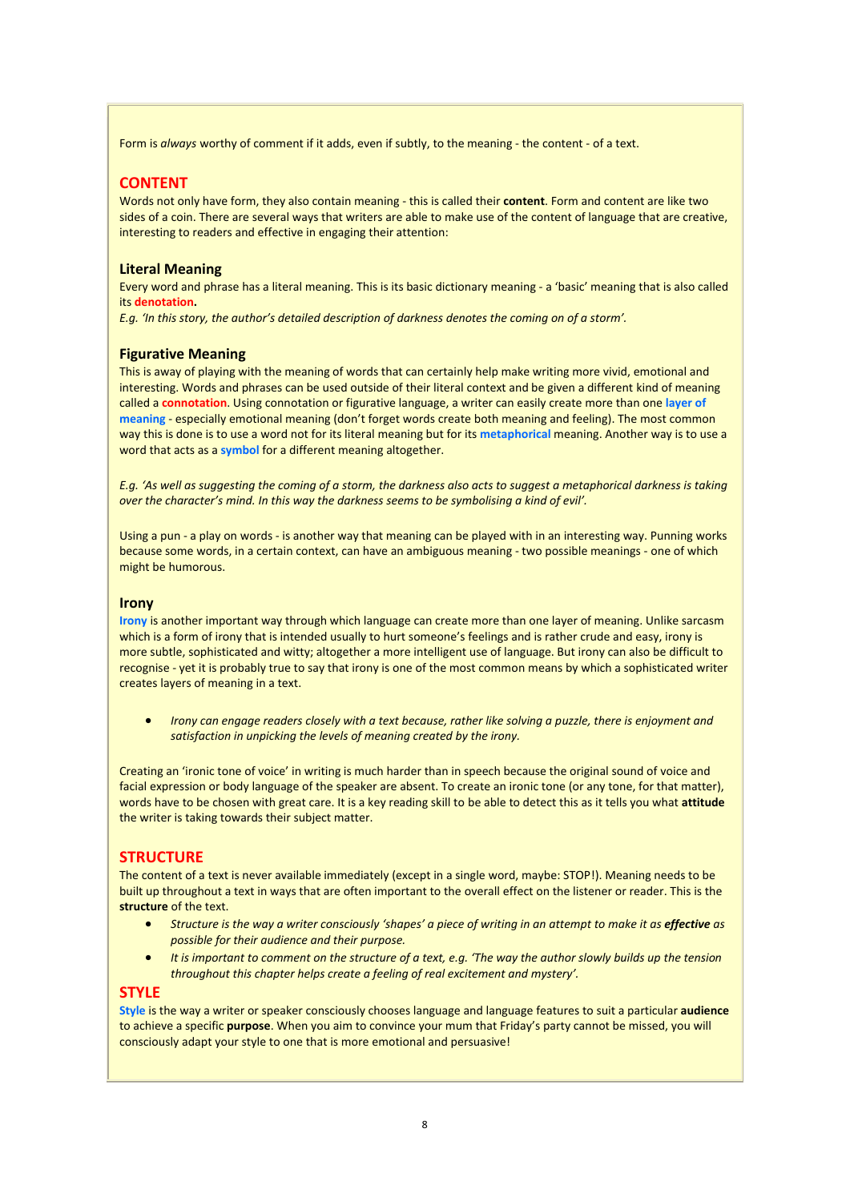Form is *always* worthy of comment if it adds, even if subtly, to the meaning - the content - of a text.

## CONTENT

Words not only have form, they also contain meaning - this is called their **content**. Form and content are like two sides of a coin. There are several ways that writers are able to make use of the content of language that are creative, interesting to readers and effective in engaging their attention:

### Literal Meaning

Every word and phrase has a literal meaning. This is its basic dictionary meaning - a 'basic' meaning that is also called its **denotation.**

*E.g. 'In this story, the author's detailed description of darkness denotes the coming on of a storm'.*

### Figurative Meaning

This is away of playing with the meaning of words that can certainly help make writing more vivid, emotional and interesting. Words and phrases can be used outside of their literal context and be given a different kind of meaning called a **connotation**. Using connotation or figurative language, a writer can easily create more than one **layer of meaning** - especially emotional meaning (don't forget words create both meaning and feeling). The most common way this is done is to use a word not for its literal meaning but for its **metaphorical** meaning. Another way is to use a word that acts as a **symbol** for a different meaning altogether.

*E.g. 'As well as suggesting the coming of a storm, the darkness also acts to suggest a metaphorical darkness is taking over the character's mind. In this way the darkness seems to be symbolising a kind of evil'.*

Using a pun - a play on words - is another way that meaning can be played with in an interesting way. Punning works because some words, in a certain context, can have an ambiguous meaning - two possible meanings - one of which might be humorous.

### Irony

**Irony** is another important way through which language can create more than one layer of meaning. Unlike sarcasm which is a form of irony that is intended usually to hurt someone's feelings and is rather crude and easy, irony is more subtle, sophisticated and witty; altogether a more intelligent use of language. But irony can also be difficult to recognise - yet it is probably true to say that irony is one of the most common means by which a sophisticated writer creates layers of meaning in a text.

- *Irony can engage readers closely with a text because, rather like solving a puzzle, there is enjoyment and satisfaction in unpicking the levels of meaning created by the irony.*

Creating an 'ironic tone of voice' in writing is much harder than in speech because the original sound of voice and facial expression or body language of the speaker are absent. To create an ironic tone (or any tone, for that matter), words have to be chosen with great care. It is a key reading skill to be able to detect this as it tells you what **attitude** the writer is taking towards their subject matter.

## STRUCTURE

The content of a text is never available immediately (except in a single word, maybe: STOP!). Meaning needs to be built up throughout a text in ways that are often important to the overall effect on the listener or reader. This is the **structure** of the text.

- *Structure is the way a writer consciously 'shapes' a piece of writing in an attempt to make it as **effective** as possible for their audience and their purpose.*
- *It is important to comment on the structure of a text, e.g. 'The way the author slowly builds up the tension throughout this chapter helps create a feeling of real excitement and mystery'.*

## STYLE

**Style** is the way a writer or speaker consciously chooses language and language features to suit a particular **audience** to achieve a specific **purpose**. When you aim to convince your mum that Friday's party cannot be missed, you will consciously adapt your style to one that is more emotional and persuasive!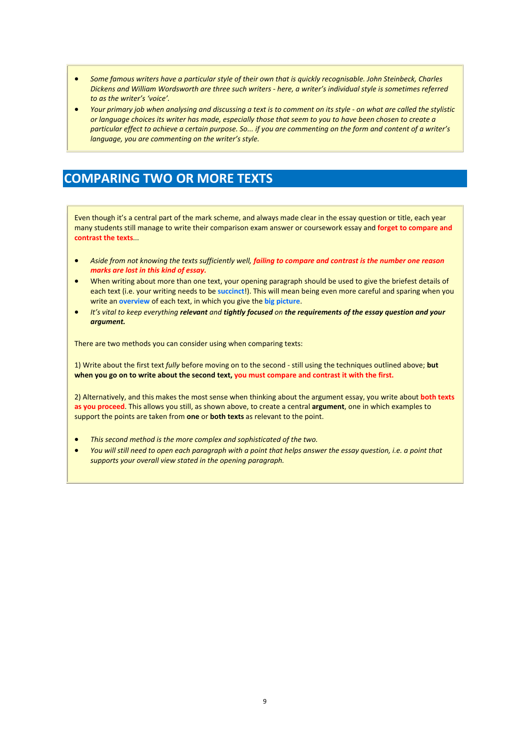- *Some famous writers have a particular style of their own that is quickly recognisable. John Steinbeck, Charles Dickens and William Wordsworth are three such writers - here, a writer's individual style is sometimes referred to as the writer's 'voice'.*
- *Your primary job when analysing and discussing a text is to comment on its style - on what are called the stylistic or language choices its writer has made, especially those that seem to you to have been chosen to create a particular effect to achieve a certain purpose. So... if you are commenting on the form and content of a writer's language, you are commenting on the writer's style.*

# COMPARING TWO OR MORE TEXTS

Even though it's a central part of the mark scheme, and always made clear in the essay question or title, each year many students still manage to write their comparison exam answer or coursework essay and **forget to compare and contrast the texts**...

- *Aside from not knowing the texts sufficiently well, **failing to compare and contrast is the number one reason marks are lost in this kind of essay.***
- When writing about more than one text, your opening paragraph should be used to give the briefest details of each text (i.e. your writing needs to be **succinct**!). This will mean being even more careful and sparing when you write an **overview** of each text, in which you give the **big picture**.
- *It's vital to keep everything **relevant** and **tightly focused** on **the requirements of the essay question and your argument.***

There are two methods you can consider using when comparing texts:

1) Write about the first text *fully* before moving on to the second - still using the techniques outlined above; **but when you go on to write about the second text, you must compare and contrast it with the first.**

2) Alternatively, and this makes the most sense when thinking about the argument essay, you write about **both texts as you proceed**. This allows you still, as shown above, to create a central **argument**, one in which examples to support the points are taken from **one** or **both texts** as relevant to the point.

- *This second method is the more complex and sophisticated of the two.*
- *You will still need to open each paragraph with a point that helps answer the essay question, i.e. a point that supports your overall view stated in the opening paragraph.*